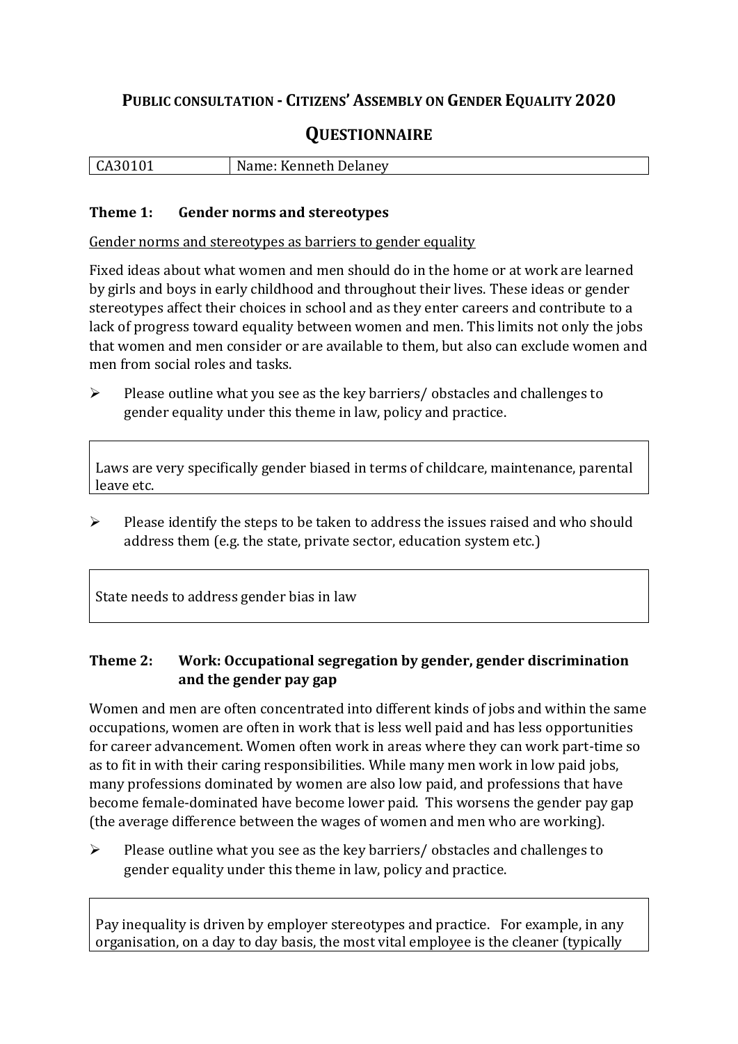# Public consultation - Citizens' Assembly on Gender Equality 2020

## Questionnaire

| CA30101 | Name: Kenneth Delaney |
|---|---|

### Theme 1: Gender norms and stereotypes

Gender norms and stereotypes as barriers to gender equality

Fixed ideas about what women and men should do in the home or at work are learned by girls and boys in early childhood and throughout their lives. These ideas or gender stereotypes affect their choices in school and as they enter careers and contribute to a lack of progress toward equality between women and men. This limits not only the jobs that women and men consider or are available to them, but also can exclude women and men from social roles and tasks.

- Please outline what you see as the key barriers/ obstacles and challenges to gender equality under this theme in law, policy and practice.

Laws are very specifically gender biased in terms of childcare, maintenance, parental leave etc.

- Please identify the steps to be taken to address the issues raised and who should address them (e.g. the state, private sector, education system etc.)

State needs to address gender bias in law

### Theme 2: Work: Occupational segregation by gender, gender discrimination and the gender pay gap

Women and men are often concentrated into different kinds of jobs and within the same occupations, women are often in work that is less well paid and has less opportunities for career advancement. Women often work in areas where they can work part-time so as to fit in with their caring responsibilities. While many men work in low paid jobs, many professions dominated by women are also low paid, and professions that have become female-dominated have become lower paid. This worsens the gender pay gap (the average difference between the wages of women and men who are working).

- Please outline what you see as the key barriers/ obstacles and challenges to gender equality under this theme in law, policy and practice.

Pay inequality is driven by employer stereotypes and practice. For example, in any organisation, on a day to day basis, the most vital employee is the cleaner (typically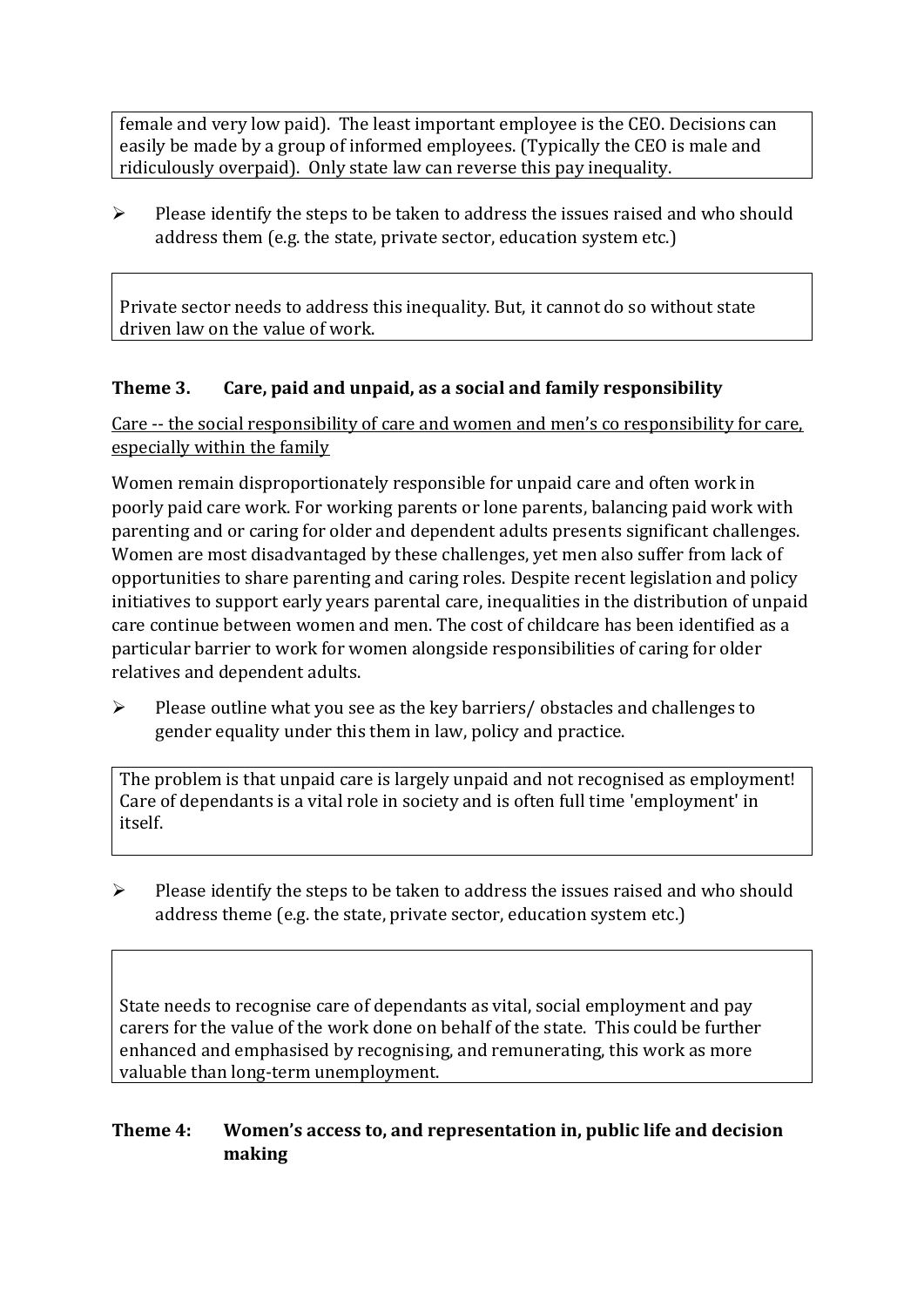female and very low paid). The least important employee is the CEO. Decisions can easily be made by a group of informed employees. (Typically the CEO is male and ridiculously overpaid). Only state law can reverse this pay inequality.

➢ Please identify the steps to be taken to address the issues raised and who should address them (e.g. the state, private sector, education system etc.)

Private sector needs to address this inequality. But, it cannot do so without state driven law on the value of work.

### Theme 3. Care, paid and unpaid, as a social and family responsibility

Care -- the social responsibility of care and women and men's co responsibility for care, especially within the family

Women remain disproportionately responsible for unpaid care and often work in poorly paid care work. For working parents or lone parents, balancing paid work with parenting and or caring for older and dependent adults presents significant challenges. Women are most disadvantaged by these challenges, yet men also suffer from lack of opportunities to share parenting and caring roles. Despite recent legislation and policy initiatives to support early years parental care, inequalities in the distribution of unpaid care continue between women and men. The cost of childcare has been identified as a particular barrier to work for women alongside responsibilities of caring for older relatives and dependent adults.

➢ Please outline what you see as the key barriers/ obstacles and challenges to gender equality under this them in law, policy and practice.

The problem is that unpaid care is largely unpaid and not recognised as employment! Care of dependants is a vital role in society and is often full time 'employment' in itself.

➢ Please identify the steps to be taken to address the issues raised and who should address theme (e.g. the state, private sector, education system etc.)

State needs to recognise care of dependants as vital, social employment and pay carers for the value of the work done on behalf of the state. This could be further enhanced and emphasised by recognising, and remunerating, this work as more valuable than long-term unemployment.

### Theme 4: Women's access to, and representation in, public life and decision making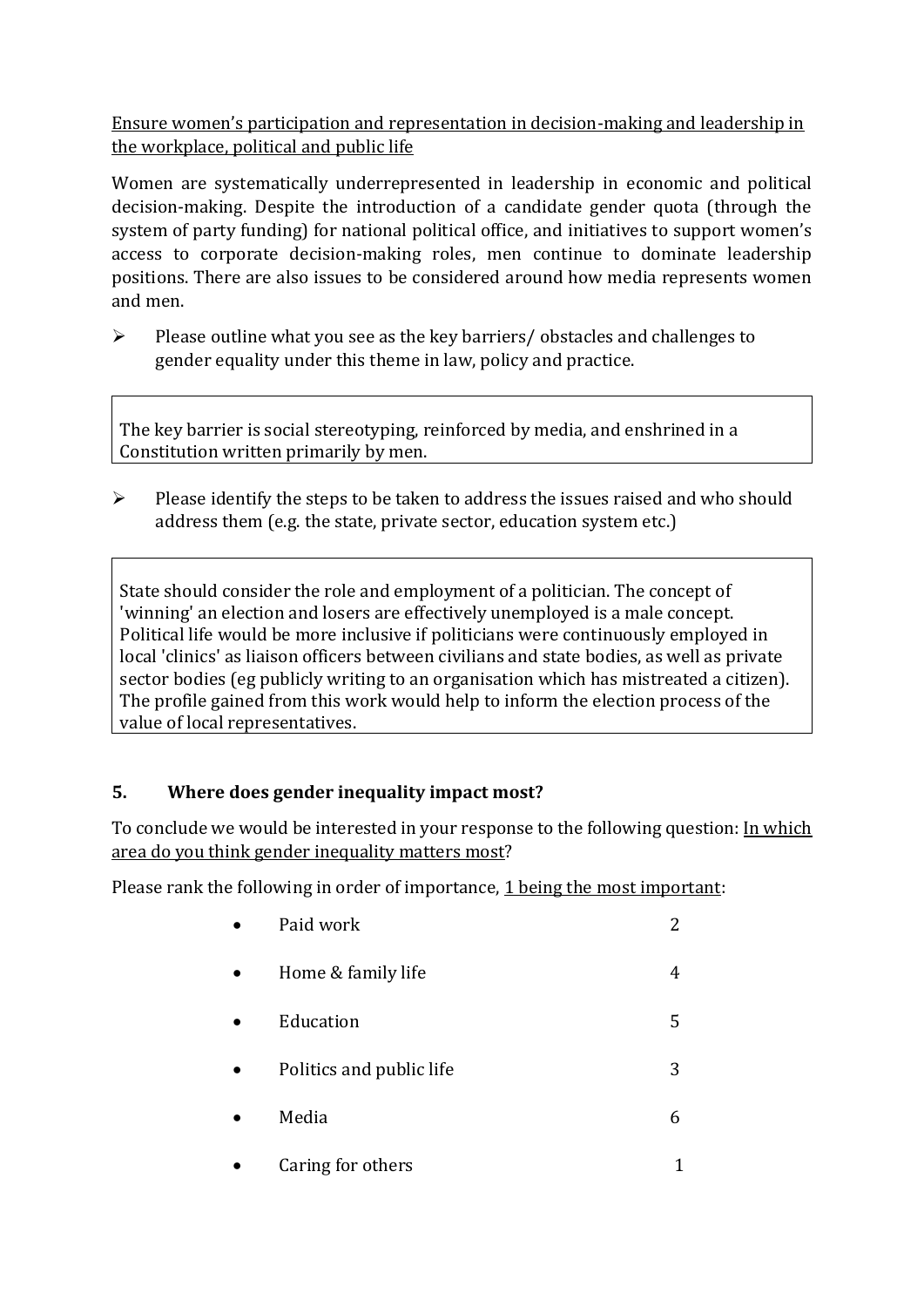Ensure women's participation and representation in decision-making and leadership in the workplace, political and public life

Women are systematically underrepresented in leadership in economic and political decision-making. Despite the introduction of a candidate gender quota (through the system of party funding) for national political office, and initiatives to support women's access to corporate decision-making roles, men continue to dominate leadership positions. There are also issues to be considered around how media represents women and men.

- Please outline what you see as the key barriers/ obstacles and challenges to gender equality under this theme in law, policy and practice.

> The key barrier is social stereotyping, reinforced by media, and enshrined in a Constitution written primarily by men.

- Please identify the steps to be taken to address the issues raised and who should address them (e.g. the state, private sector, education system etc.)

> State should consider the role and employment of a politician. The concept of 'winning' an election and losers are effectively unemployed is a male concept. Political life would be more inclusive if politicians were continuously employed in local 'clinics' as liaison officers between civilians and state bodies, as well as private sector bodies (eg publicly writing to an organisation which has mistreated a citizen). The profile gained from this work would help to inform the election process of the value of local representatives.

## 5. Where does gender inequality impact most?

To conclude we would be interested in your response to the following question: In which area do you think gender inequality matters most?

Please rank the following in order of importance, 1 being the most important:

| Area | Rank |
|---|---|
| Paid work | 2 |
| Home & family life | 4 |
| Education | 5 |
| Politics and public life | 3 |
| Media | 6 |
| Caring for others | 1 |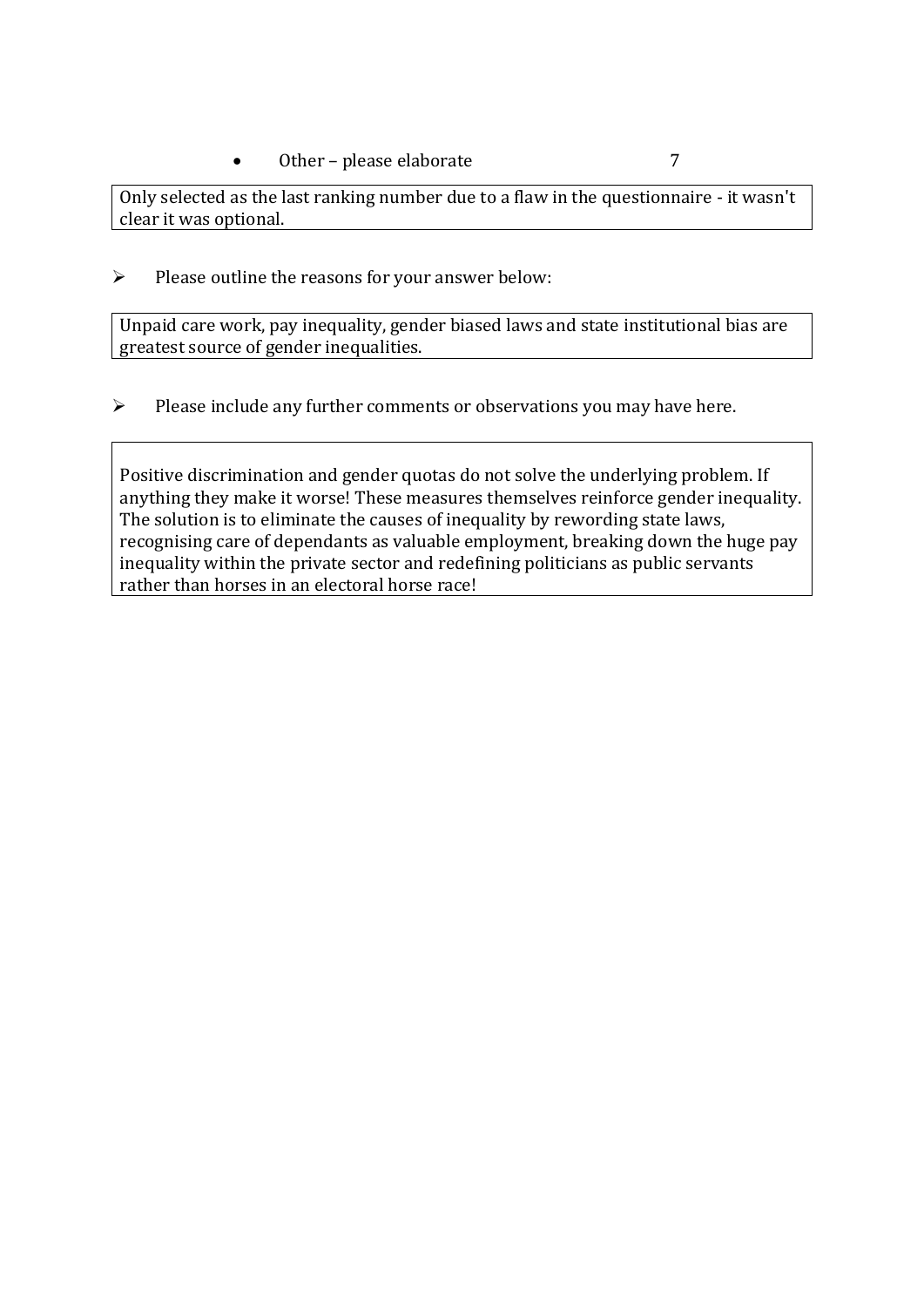- Other – please elaborate 7

Only selected as the last ranking number due to a flaw in the questionnaire - it wasn't clear it was optional.

- Please outline the reasons for your answer below:

Unpaid care work, pay inequality, gender biased laws and state institutional bias are greatest source of gender inequalities.

- Please include any further comments or observations you may have here.

Positive discrimination and gender quotas do not solve the underlying problem. If anything they make it worse! These measures themselves reinforce gender inequality. The solution is to eliminate the causes of inequality by rewording state laws, recognising care of dependants as valuable employment, breaking down the huge pay inequality within the private sector and redefining politicians as public servants rather than horses in an electoral horse race!